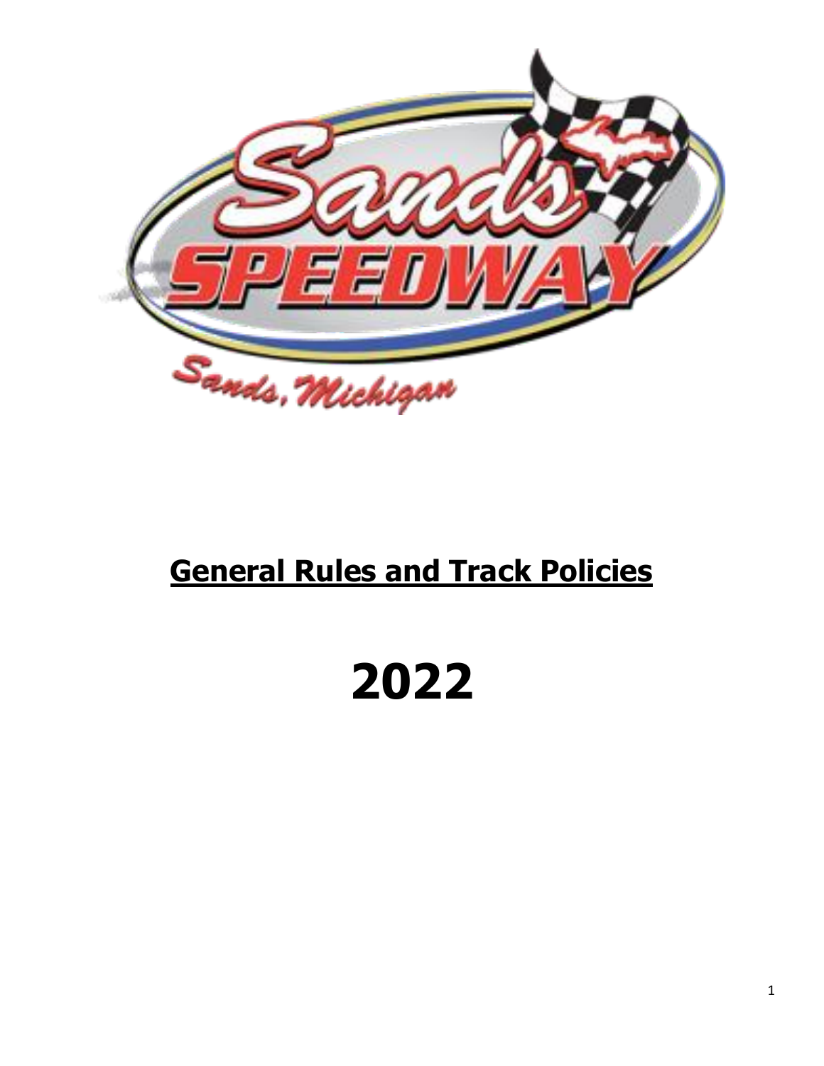Sands SPEEDWAY

Sands, Michigan

# General Rules and Track Policies

# 2022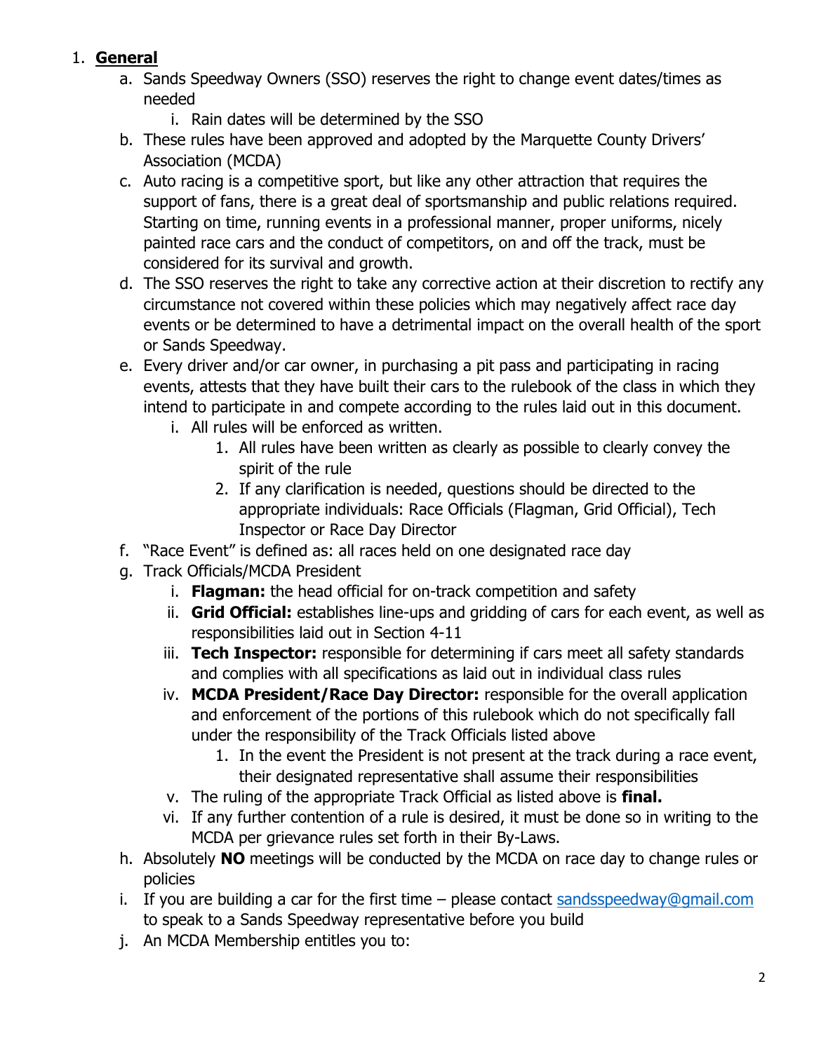1. **General**
    a. Sands Speedway Owners (SSO) reserves the right to change event dates/times as needed
        i. Rain dates will be determined by the SSO
    b. These rules have been approved and adopted by the Marquette County Drivers' Association (MCDA)
    c. Auto racing is a competitive sport, but like any other attraction that requires the support of fans, there is a great deal of sportsmanship and public relations required. Starting on time, running events in a professional manner, proper uniforms, nicely painted race cars and the conduct of competitors, on and off the track, must be considered for its survival and growth.
    d. The SSO reserves the right to take any corrective action at their discretion to rectify any circumstance not covered within these policies which may negatively affect race day events or be determined to have a detrimental impact on the overall health of the sport or Sands Speedway.
    e. Every driver and/or car owner, in purchasing a pit pass and participating in racing events, attests that they have built their cars to the rulebook of the class in which they intend to participate in and compete according to the rules laid out in this document.
        i. All rules will be enforced as written.
            1. All rules have been written as clearly as possible to clearly convey the spirit of the rule
            2. If any clarification is needed, questions should be directed to the appropriate individuals: Race Officials (Flagman, Grid Official), Tech Inspector or Race Day Director
    f. "Race Event" is defined as: all races held on one designated race day
    g. Track Officials/MCDA President
        i. **Flagman:** the head official for on-track competition and safety
        ii. **Grid Official:** establishes line-ups and gridding of cars for each event, as well as responsibilities laid out in Section 4-11
        iii. **Tech Inspector:** responsible for determining if cars meet all safety standards and complies with all specifications as laid out in individual class rules
        iv. **MCDA President/Race Day Director:** responsible for the overall application and enforcement of the portions of this rulebook which do not specifically fall under the responsibility of the Track Officials listed above
            1. In the event the President is not present at the track during a race event, their designated representative shall assume their responsibilities
        v. The ruling of the appropriate Track Official as listed above is **final.**
        vi. If any further contention of a rule is desired, it must be done so in writing to the MCDA per grievance rules set forth in their By-Laws.
    h. Absolutely **NO** meetings will be conducted by the MCDA on race day to change rules or policies
    i. If you are building a car for the first time – please contact sandsspeedway@gmail.com to speak to a Sands Speedway representative before you build
    j. An MCDA Membership entitles you to: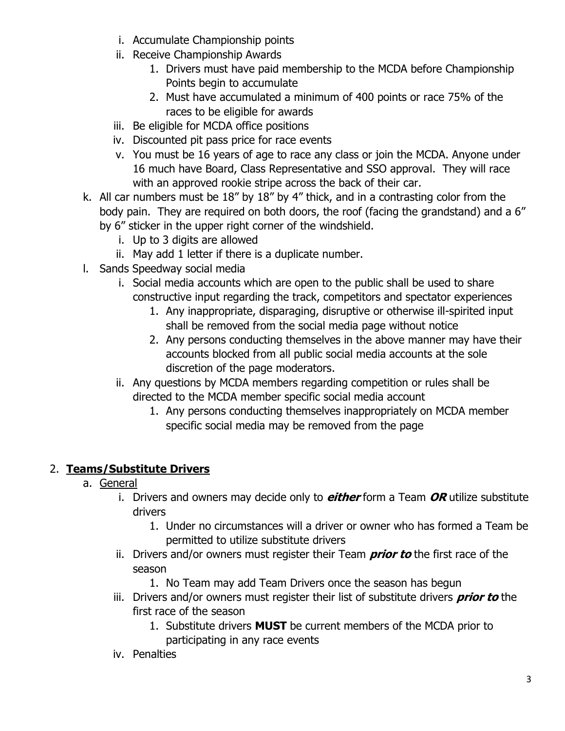i. Accumulate Championship points
ii. Receive Championship Awards
    1. Drivers must have paid membership to the MCDA before Championship Points begin to accumulate
    2. Must have accumulated a minimum of 400 points or race 75% of the races to be eligible for awards
iii. Be eligible for MCDA office positions
iv. Discounted pit pass price for race events
v. You must be 16 years of age to race any class or join the MCDA. Anyone under 16 much have Board, Class Representative and SSO approval. They will race with an approved rookie stripe across the back of their car.

k. All car numbers must be 18" by 18" by 4" thick, and in a contrasting color from the body pain. They are required on both doors, the roof (facing the grandstand) and a 6" by 6" sticker in the upper right corner of the windshield.
    i. Up to 3 digits are allowed
    ii. May add 1 letter if there is a duplicate number.

l. Sands Speedway social media
    i. Social media accounts which are open to the public shall be used to share constructive input regarding the track, competitors and spectator experiences
        1. Any inappropriate, disparaging, disruptive or otherwise ill-spirited input shall be removed from the social media page without notice
        2. Any persons conducting themselves in the above manner may have their accounts blocked from all public social media accounts at the sole discretion of the page moderators.
    ii. Any questions by MCDA members regarding competition or rules shall be directed to the MCDA member specific social media account
        1. Any persons conducting themselves inappropriately on MCDA member specific social media may be removed from the page

## 2. **Teams/Substitute Drivers**

a. General
    i. Drivers and owners may decide only to ***either*** form a Team ***OR*** utilize substitute drivers
        1. Under no circumstances will a driver or owner who has formed a Team be permitted to utilize substitute drivers
    ii. Drivers and/or owners must register their Team ***prior to*** the first race of the season
        1. No Team may add Team Drivers once the season has begun
    iii. Drivers and/or owners must register their list of substitute drivers ***prior to*** the first race of the season
        1. Substitute drivers **MUST** be current members of the MCDA prior to participating in any race events
    iv. Penalties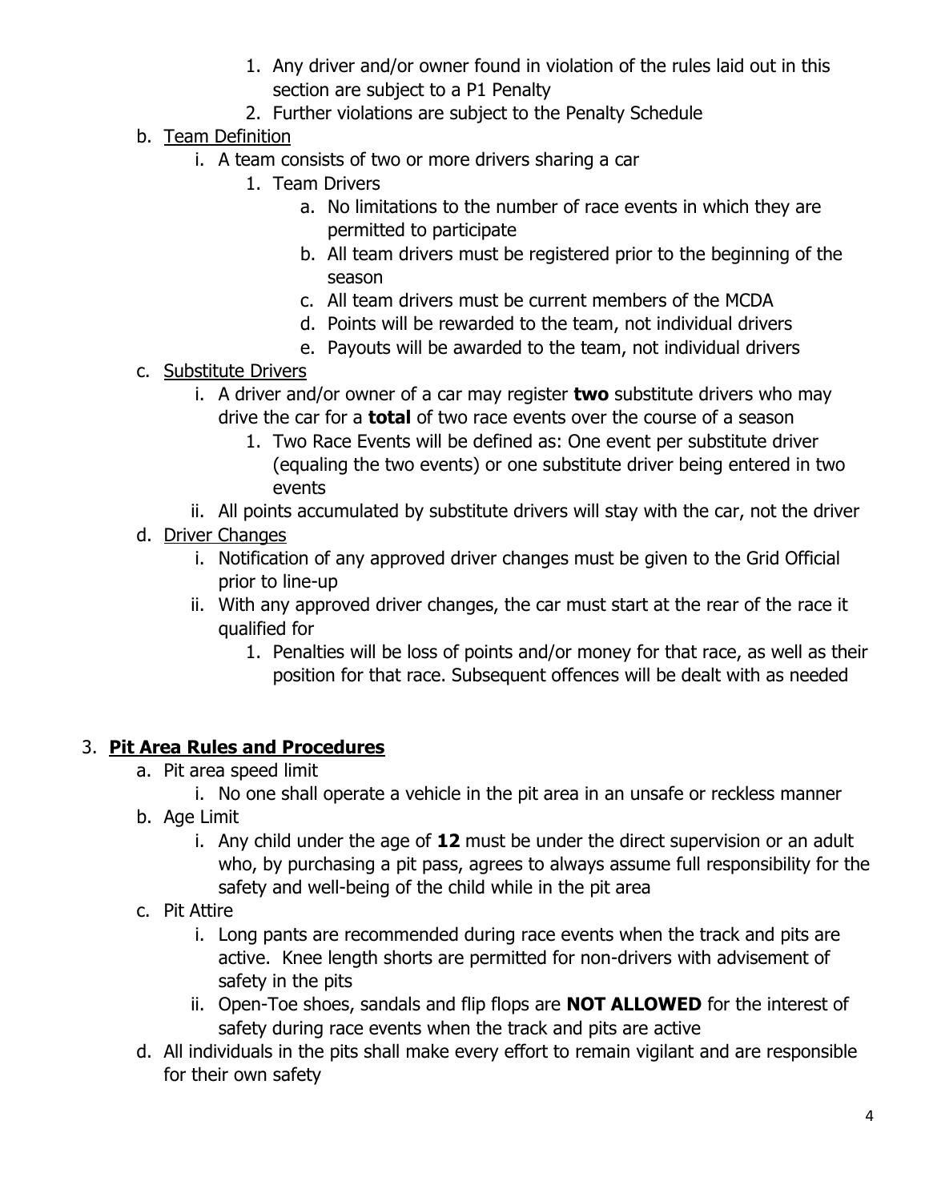1. Any driver and/or owner found in violation of the rules laid out in this section are subject to a P1 Penalty
2. Further violations are subject to the Penalty Schedule

b. <u>Team Definition</u>
   i. A team consists of two or more drivers sharing a car
      1. Team Drivers
         a. No limitations to the number of race events in which they are permitted to participate
         b. All team drivers must be registered prior to the beginning of the season
         c. All team drivers must be current members of the MCDA
         d. Points will be rewarded to the team, not individual drivers
         e. Payouts will be awarded to the team, not individual drivers

c. <u>Substitute Drivers</u>
   i. A driver and/or owner of a car may register **two** substitute drivers who may drive the car for a **total** of two race events over the course of a season
      1. Two Race Events will be defined as: One event per substitute driver (equaling the two events) or one substitute driver being entered in two events
   ii. All points accumulated by substitute drivers will stay with the car, not the driver

d. <u>Driver Changes</u>
   i. Notification of any approved driver changes must be given to the Grid Official prior to line-up
   ii. With any approved driver changes, the car must start at the rear of the race it qualified for
      1. Penalties will be loss of points and/or money for that race, as well as their position for that race. Subsequent offences will be dealt with as needed

## 3. **<u>Pit Area Rules and Procedures</u>**

a. Pit area speed limit
   i. No one shall operate a vehicle in the pit area in an unsafe or reckless manner

b. Age Limit
   i. Any child under the age of **12** must be under the direct supervision or an adult who, by purchasing a pit pass, agrees to always assume full responsibility for the safety and well-being of the child while in the pit area

c. Pit Attire
   i. Long pants are recommended during race events when the track and pits are active. Knee length shorts are permitted for non-drivers with advisement of safety in the pits
   ii. Open-Toe shoes, sandals and flip flops are **NOT ALLOWED** for the interest of safety during race events when the track and pits are active

d. All individuals in the pits shall make every effort to remain vigilant and are responsible for their own safety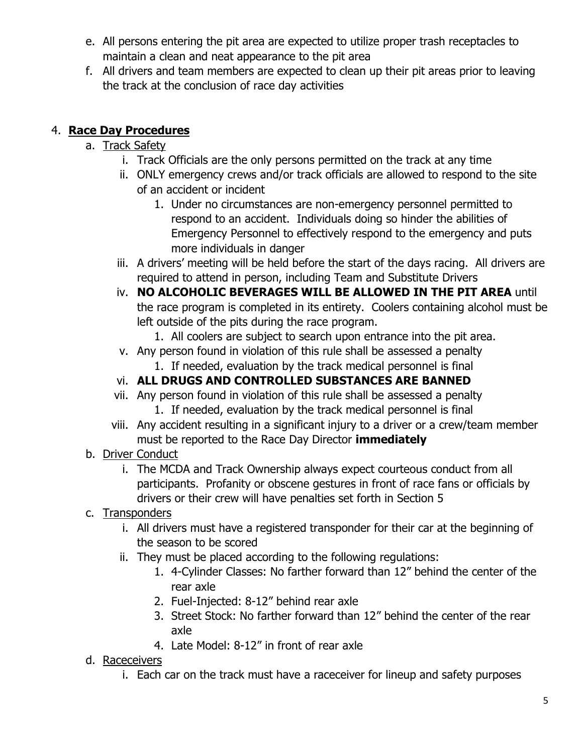e. All persons entering the pit area are expected to utilize proper trash receptacles to maintain a clean and neat appearance to the pit area
f. All drivers and team members are expected to clean up their pit areas prior to leaving the track at the conclusion of race day activities

4. **Race Day Procedures**
   a. Track Safety
      i. Track Officials are the only persons permitted on the track at any time
      ii. ONLY emergency crews and/or track officials are allowed to respond to the site of an accident or incident
         1. Under no circumstances are non-emergency personnel permitted to respond to an accident. Individuals doing so hinder the abilities of Emergency Personnel to effectively respond to the emergency and puts more individuals in danger
      iii. A drivers' meeting will be held before the start of the days racing. All drivers are required to attend in person, including Team and Substitute Drivers
      iv. **NO ALCOHOLIC BEVERAGES WILL BE ALLOWED IN THE PIT AREA** until the race program is completed in its entirety. Coolers containing alcohol must be left outside of the pits during the race program.
         1. All coolers are subject to search upon entrance into the pit area.
      v. Any person found in violation of this rule shall be assessed a penalty
         1. If needed, evaluation by the track medical personnel is final
      vi. **ALL DRUGS AND CONTROLLED SUBSTANCES ARE BANNED**
      vii. Any person found in violation of this rule shall be assessed a penalty
         1. If needed, evaluation by the track medical personnel is final
      viii. Any accident resulting in a significant injury to a driver or a crew/team member must be reported to the Race Day Director **immediately**
   b. Driver Conduct
      i. The MCDA and Track Ownership always expect courteous conduct from all participants. Profanity or obscene gestures in front of race fans or officials by drivers or their crew will have penalties set forth in Section 5
   c. Transponders
      i. All drivers must have a registered transponder for their car at the beginning of the season to be scored
      ii. They must be placed according to the following regulations:
         1. 4-Cylinder Classes: No farther forward than 12" behind the center of the rear axle
         2. Fuel-Injected: 8-12" behind rear axle
         3. Street Stock: No farther forward than 12" behind the center of the rear axle
         4. Late Model: 8-12" in front of rear axle
   d. Raceceivers
      i. Each car on the track must have a raceceiver for lineup and safety purposes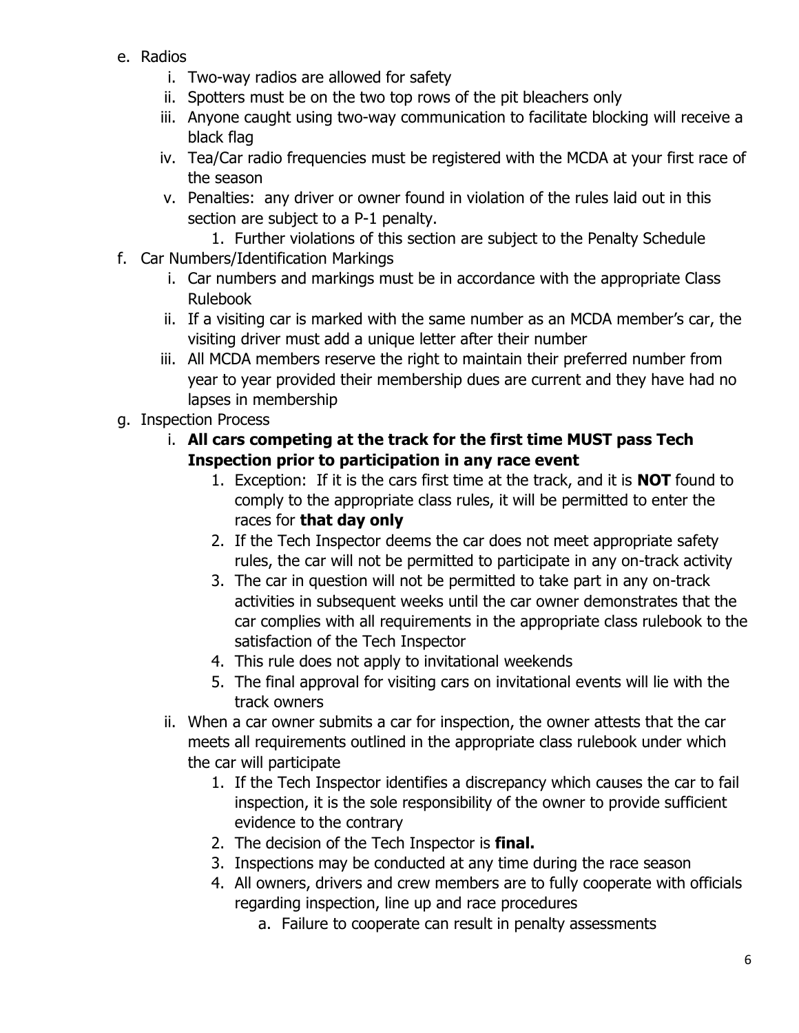e. Radios
    i. Two-way radios are allowed for safety
    ii. Spotters must be on the two top rows of the pit bleachers only
    iii. Anyone caught using two-way communication to facilitate blocking will receive a black flag
    iv. Tea/Car radio frequencies must be registered with the MCDA at your first race of the season
    v. Penalties: any driver or owner found in violation of the rules laid out in this section are subject to a P-1 penalty.
        1. Further violations of this section are subject to the Penalty Schedule

f. Car Numbers/Identification Markings
    i. Car numbers and markings must be in accordance with the appropriate Class Rulebook
    ii. If a visiting car is marked with the same number as an MCDA member's car, the visiting driver must add a unique letter after their number
    iii. All MCDA members reserve the right to maintain their preferred number from year to year provided their membership dues are current and they have had no lapses in membership

g. Inspection Process
    i. **All cars competing at the track for the first time MUST pass Tech Inspection prior to participation in any race event**
        1. Exception: If it is the cars first time at the track, and it is **NOT** found to comply to the appropriate class rules, it will be permitted to enter the races for **that day only**
        2. If the Tech Inspector deems the car does not meet appropriate safety rules, the car will not be permitted to participate in any on-track activity
        3. The car in question will not be permitted to take part in any on-track activities in subsequent weeks until the car owner demonstrates that the car complies with all requirements in the appropriate class rulebook to the satisfaction of the Tech Inspector
        4. This rule does not apply to invitational weekends
        5. The final approval for visiting cars on invitational events will lie with the track owners
    ii. When a car owner submits a car for inspection, the owner attests that the car meets all requirements outlined in the appropriate class rulebook under which the car will participate
        1. If the Tech Inspector identifies a discrepancy which causes the car to fail inspection, it is the sole responsibility of the owner to provide sufficient evidence to the contrary
        2. The decision of the Tech Inspector is **final.**
        3. Inspections may be conducted at any time during the race season
        4. All owners, drivers and crew members are to fully cooperate with officials regarding inspection, line up and race procedures
            a. Failure to cooperate can result in penalty assessments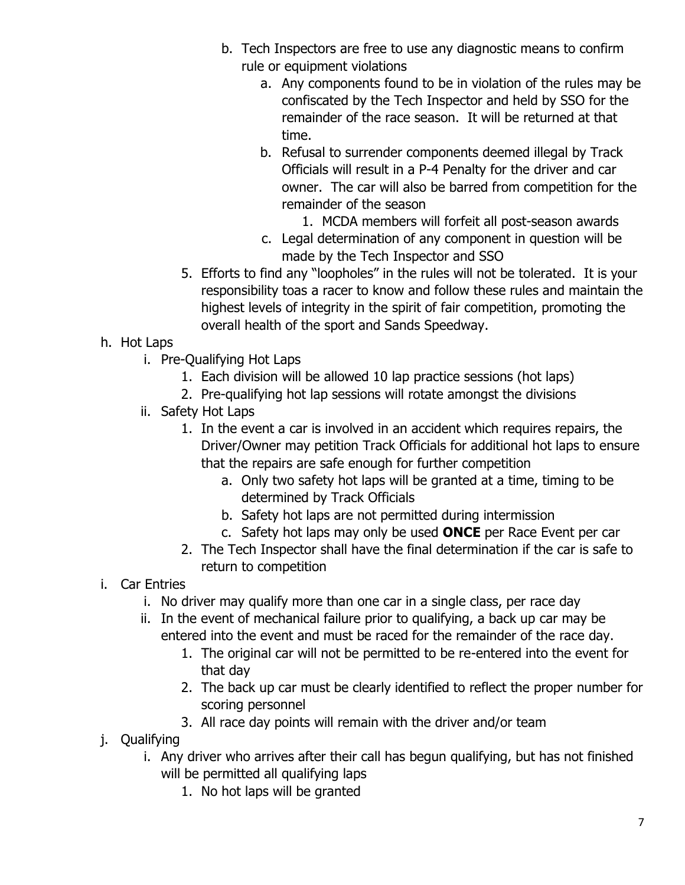b. Tech Inspectors are free to use any diagnostic means to confirm rule or equipment violations
   a. Any components found to be in violation of the rules may be confiscated by the Tech Inspector and held by SSO for the remainder of the race season. It will be returned at that time.
   b. Refusal to surrender components deemed illegal by Track Officials will result in a P-4 Penalty for the driver and car owner. The car will also be barred from competition for the remainder of the season
      1. MCDA members will forfeit all post-season awards
   c. Legal determination of any component in question will be made by the Tech Inspector and SSO

5. Efforts to find any "loopholes" in the rules will not be tolerated. It is your responsibility toas a racer to know and follow these rules and maintain the highest levels of integrity in the spirit of fair competition, promoting the overall health of the sport and Sands Speedway.

h. Hot Laps
   i. Pre-Qualifying Hot Laps
      1. Each division will be allowed 10 lap practice sessions (hot laps)
      2. Pre-qualifying hot lap sessions will rotate amongst the divisions
   ii. Safety Hot Laps
      1. In the event a car is involved in an accident which requires repairs, the Driver/Owner may petition Track Officials for additional hot laps to ensure that the repairs are safe enough for further competition
         a. Only two safety hot laps will be granted at a time, timing to be determined by Track Officials
         b. Safety hot laps are not permitted during intermission
         c. Safety hot laps may only be used **ONCE** per Race Event per car
      2. The Tech Inspector shall have the final determination if the car is safe to return to competition

i. Car Entries
   i. No driver may qualify more than one car in a single class, per race day
   ii. In the event of mechanical failure prior to qualifying, a back up car may be entered into the event and must be raced for the remainder of the race day.
      1. The original car will not be permitted to be re-entered into the event for that day
      2. The back up car must be clearly identified to reflect the proper number for scoring personnel
      3. All race day points will remain with the driver and/or team

j. Qualifying
   i. Any driver who arrives after their call has begun qualifying, but has not finished will be permitted all qualifying laps
      1. No hot laps will be granted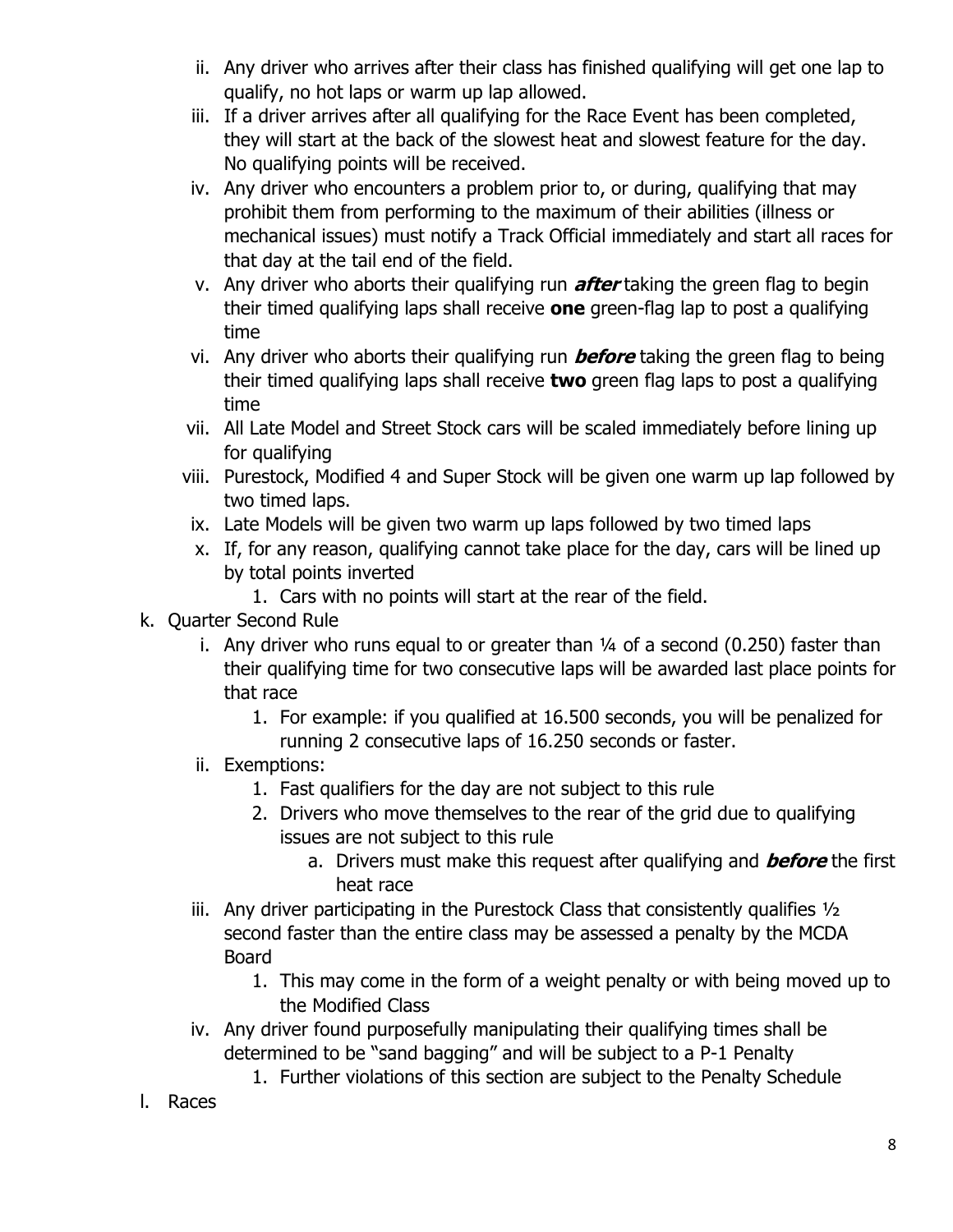ii. Any driver who arrives after their class has finished qualifying will get one lap to qualify, no hot laps or warm up lap allowed.
   iii. If a driver arrives after all qualifying for the Race Event has been completed, they will start at the back of the slowest heat and slowest feature for the day. No qualifying points will be received.
   iv. Any driver who encounters a problem prior to, or during, qualifying that may prohibit them from performing to the maximum of their abilities (illness or mechanical issues) must notify a Track Official immediately and start all races for that day at the tail end of the field.
   v. Any driver who aborts their qualifying run ***after*** taking the green flag to begin their timed qualifying laps shall receive **one** green-flag lap to post a qualifying time
   vi. Any driver who aborts their qualifying run ***before*** taking the green flag to being their timed qualifying laps shall receive **two** green flag laps to post a qualifying time
   vii. All Late Model and Street Stock cars will be scaled immediately before lining up for qualifying
   viii. Purestock, Modified 4 and Super Stock will be given one warm up lap followed by two timed laps.
   ix. Late Models will be given two warm up laps followed by two timed laps
   x. If, for any reason, qualifying cannot take place for the day, cars will be lined up by total points inverted
      1. Cars with no points will start at the rear of the field.

k. Quarter Second Rule
   i. Any driver who runs equal to or greater than ¼ of a second (0.250) faster than their qualifying time for two consecutive laps will be awarded last place points for that race
      1. For example: if you qualified at 16.500 seconds, you will be penalized for running 2 consecutive laps of 16.250 seconds or faster.
   ii. Exemptions:
      1. Fast qualifiers for the day are not subject to this rule
      2. Drivers who move themselves to the rear of the grid due to qualifying issues are not subject to this rule
         a. Drivers must make this request after qualifying and ***before*** the first heat race
   iii. Any driver participating in the Purestock Class that consistently qualifies ½ second faster than the entire class may be assessed a penalty by the MCDA Board
      1. This may come in the form of a weight penalty or with being moved up to the Modified Class
   iv. Any driver found purposefully manipulating their qualifying times shall be determined to be "sand bagging" and will be subject to a P-1 Penalty
      1. Further violations of this section are subject to the Penalty Schedule

l. Races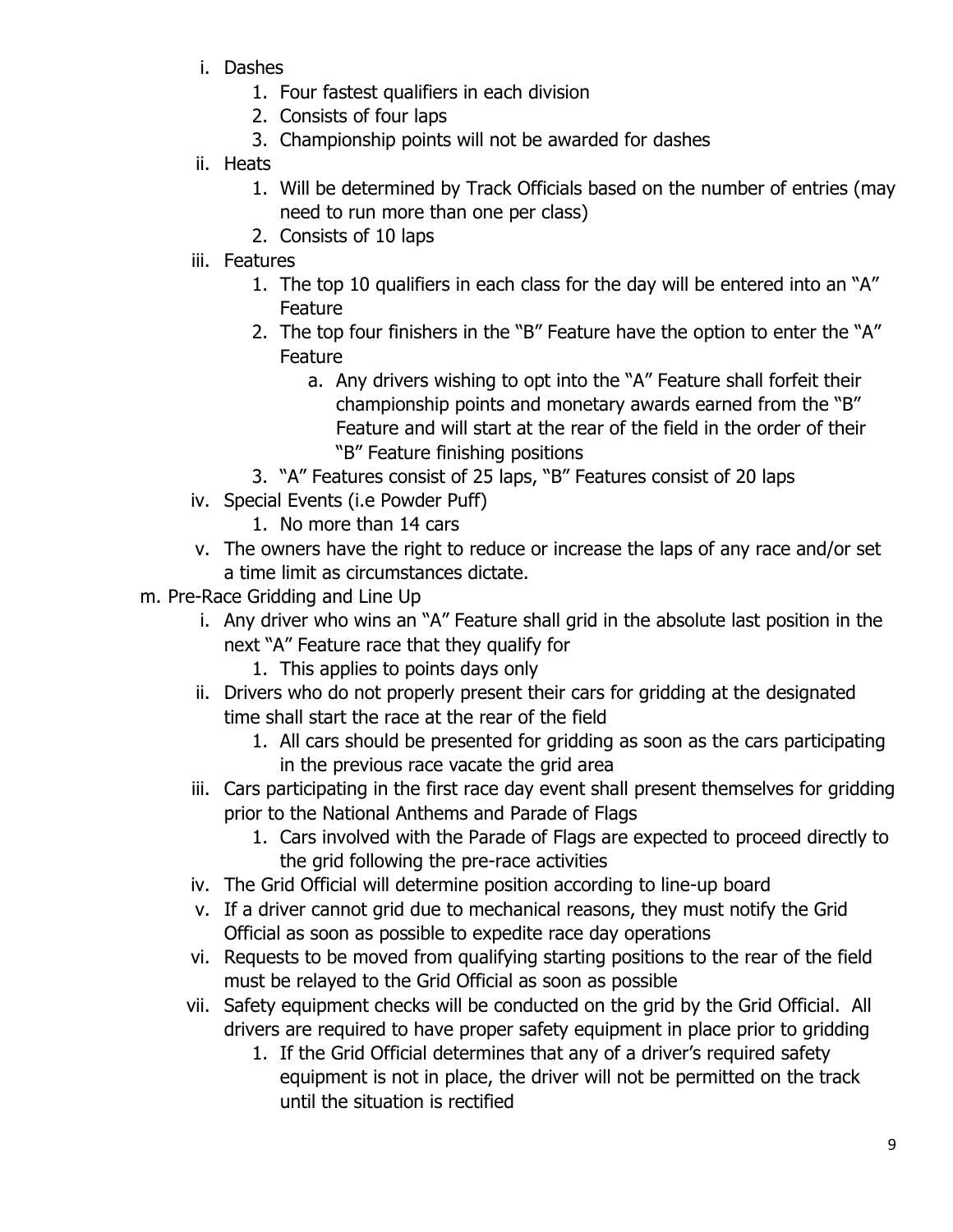- i. Dashes
  1. Four fastest qualifiers in each division
  2. Consists of four laps
  3. Championship points will not be awarded for dashes
- ii. Heats
  1. Will be determined by Track Officials based on the number of entries (may need to run more than one per class)
  2. Consists of 10 laps
- iii. Features
  1. The top 10 qualifiers in each class for the day will be entered into an "A" Feature
  2. The top four finishers in the "B" Feature have the option to enter the "A" Feature
     - a. Any drivers wishing to opt into the "A" Feature shall forfeit their championship points and monetary awards earned from the "B" Feature and will start at the rear of the field in the order of their "B" Feature finishing positions
  3. "A" Features consist of 25 laps, "B" Features consist of 20 laps
- iv. Special Events (i.e Powder Puff)
  1. No more than 14 cars
- v. The owners have the right to reduce or increase the laps of any race and/or set a time limit as circumstances dictate.

m. Pre-Race Gridding and Line Up

- i. Any driver who wins an "A" Feature shall grid in the absolute last position in the next "A" Feature race that they qualify for
  1. This applies to points days only
- ii. Drivers who do not properly present their cars for gridding at the designated time shall start the race at the rear of the field
  1. All cars should be presented for gridding as soon as the cars participating in the previous race vacate the grid area
- iii. Cars participating in the first race day event shall present themselves for gridding prior to the National Anthems and Parade of Flags
  1. Cars involved with the Parade of Flags are expected to proceed directly to the grid following the pre-race activities
- iv. The Grid Official will determine position according to line-up board
- v. If a driver cannot grid due to mechanical reasons, they must notify the Grid Official as soon as possible to expedite race day operations
- vi. Requests to be moved from qualifying starting positions to the rear of the field must be relayed to the Grid Official as soon as possible
- vii. Safety equipment checks will be conducted on the grid by the Grid Official. All drivers are required to have proper safety equipment in place prior to gridding
  1. If the Grid Official determines that any of a driver's required safety equipment is not in place, the driver will not be permitted on the track until the situation is rectified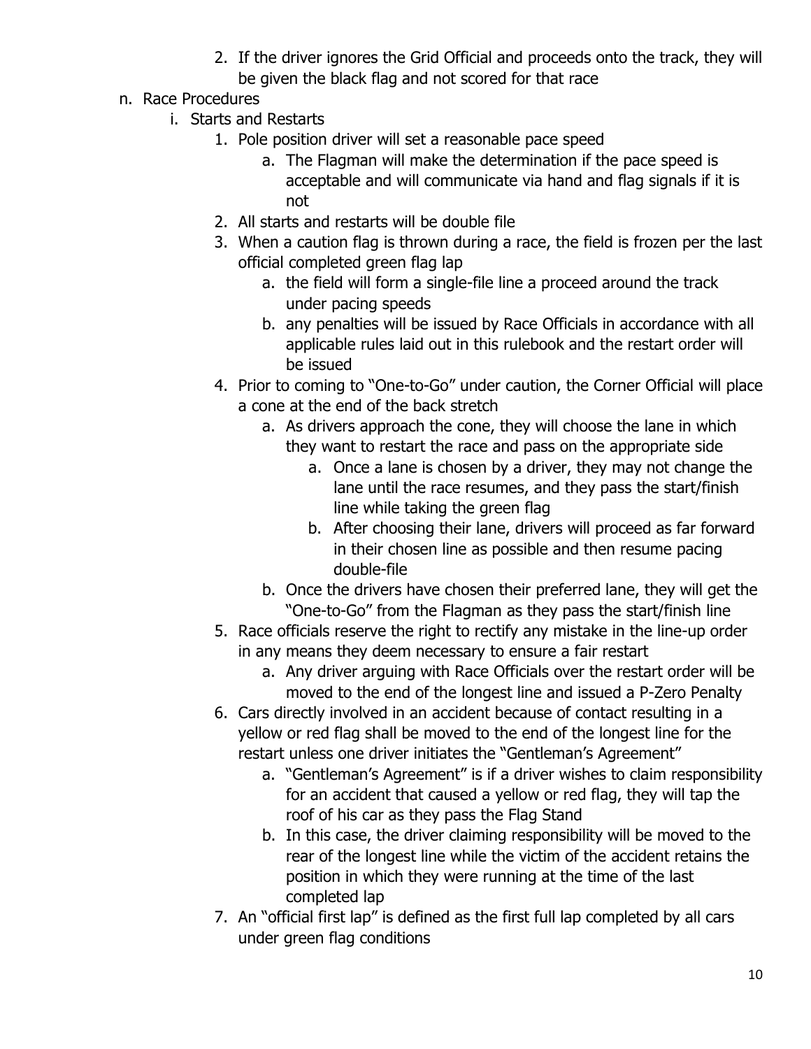2. If the driver ignores the Grid Official and proceeds onto the track, they will be given the black flag and not scored for that race

n. Race Procedures
   i. Starts and Restarts
      1. Pole position driver will set a reasonable pace speed
         a. The Flagman will make the determination if the pace speed is acceptable and will communicate via hand and flag signals if it is not
      2. All starts and restarts will be double file
      3. When a caution flag is thrown during a race, the field is frozen per the last official completed green flag lap
         a. the field will form a single-file line a proceed around the track under pacing speeds
         b. any penalties will be issued by Race Officials in accordance with all applicable rules laid out in this rulebook and the restart order will be issued
      4. Prior to coming to "One-to-Go" under caution, the Corner Official will place a cone at the end of the back stretch
         a. As drivers approach the cone, they will choose the lane in which they want to restart the race and pass on the appropriate side
            a. Once a lane is chosen by a driver, they may not change the lane until the race resumes, and they pass the start/finish line while taking the green flag
            b. After choosing their lane, drivers will proceed as far forward in their chosen line as possible and then resume pacing double-file
         b. Once the drivers have chosen their preferred lane, they will get the "One-to-Go" from the Flagman as they pass the start/finish line
      5. Race officials reserve the right to rectify any mistake in the line-up order in any means they deem necessary to ensure a fair restart
         a. Any driver arguing with Race Officials over the restart order will be moved to the end of the longest line and issued a P-Zero Penalty
      6. Cars directly involved in an accident because of contact resulting in a yellow or red flag shall be moved to the end of the longest line for the restart unless one driver initiates the "Gentleman's Agreement"
         a. "Gentleman's Agreement" is if a driver wishes to claim responsibility for an accident that caused a yellow or red flag, they will tap the roof of his car as they pass the Flag Stand
         b. In this case, the driver claiming responsibility will be moved to the rear of the longest line while the victim of the accident retains the position in which they were running at the time of the last completed lap
      7. An "official first lap" is defined as the first full lap completed by all cars under green flag conditions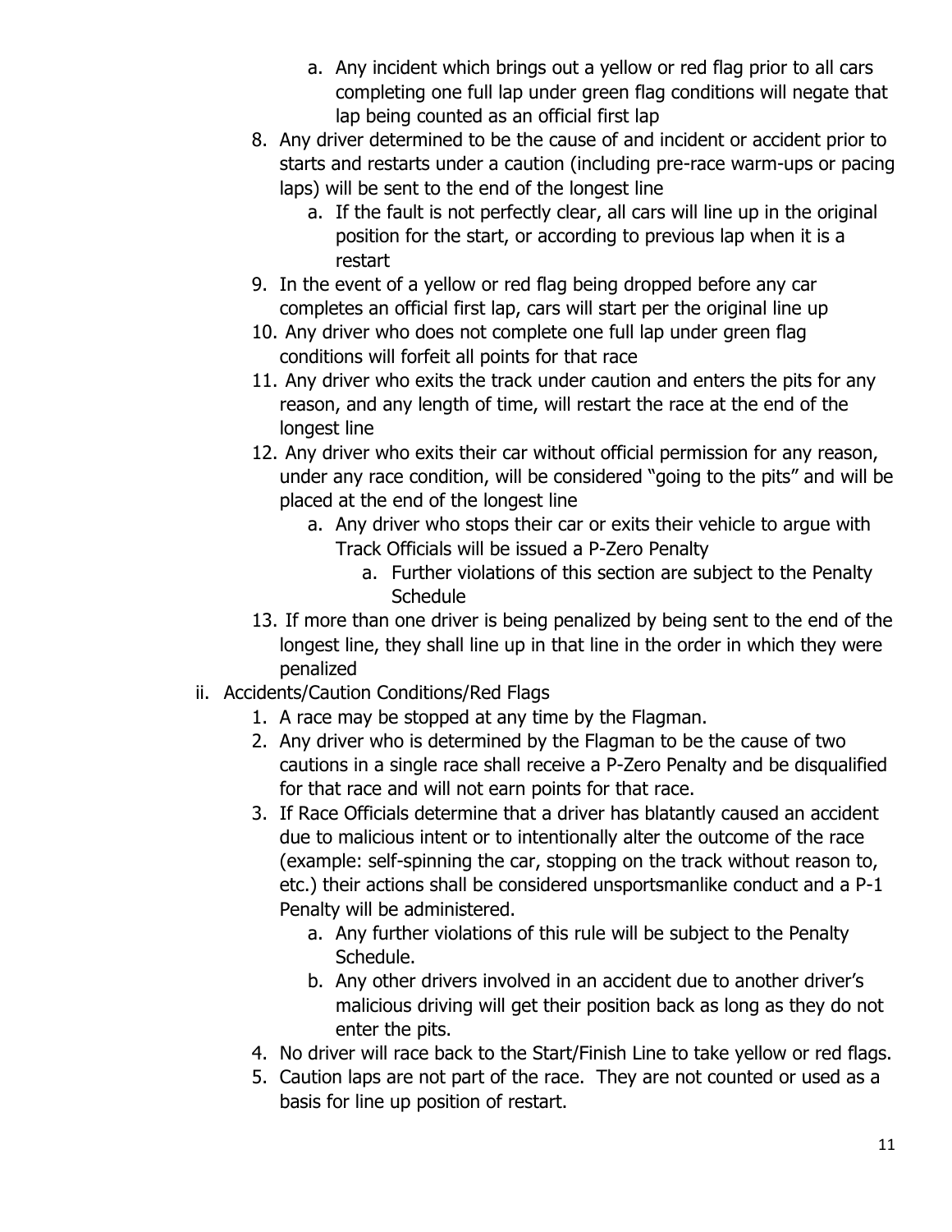a. Any incident which brings out a yellow or red flag prior to all cars completing one full lap under green flag conditions will negate that lap being counted as an official first lap
8. Any driver determined to be the cause of and incident or accident prior to starts and restarts under a caution (including pre-race warm-ups or pacing laps) will be sent to the end of the longest line
   a. If the fault is not perfectly clear, all cars will line up in the original position for the start, or according to previous lap when it is a restart
9. In the event of a yellow or red flag being dropped before any car completes an official first lap, cars will start per the original line up
10. Any driver who does not complete one full lap under green flag conditions will forfeit all points for that race
11. Any driver who exits the track under caution and enters the pits for any reason, and any length of time, will restart the race at the end of the longest line
12. Any driver who exits their car without official permission for any reason, under any race condition, will be considered "going to the pits" and will be placed at the end of the longest line
    a. Any driver who stops their car or exits their vehicle to argue with Track Officials will be issued a P-Zero Penalty
       a. Further violations of this section are subject to the Penalty Schedule
13. If more than one driver is being penalized by being sent to the end of the longest line, they shall line up in that line in the order in which they were penalized

ii. Accidents/Caution Conditions/Red Flags

1. A race may be stopped at any time by the Flagman.
2. Any driver who is determined by the Flagman to be the cause of two cautions in a single race shall receive a P-Zero Penalty and be disqualified for that race and will not earn points for that race.
3. If Race Officials determine that a driver has blatantly caused an accident due to malicious intent or to intentionally alter the outcome of the race (example: self-spinning the car, stopping on the track without reason to, etc.) their actions shall be considered unsportsmanlike conduct and a P-1 Penalty will be administered.
   a. Any further violations of this rule will be subject to the Penalty Schedule.
   b. Any other drivers involved in an accident due to another driver's malicious driving will get their position back as long as they do not enter the pits.
4. No driver will race back to the Start/Finish Line to take yellow or red flags.
5. Caution laps are not part of the race. They are not counted or used as a basis for line up position of restart.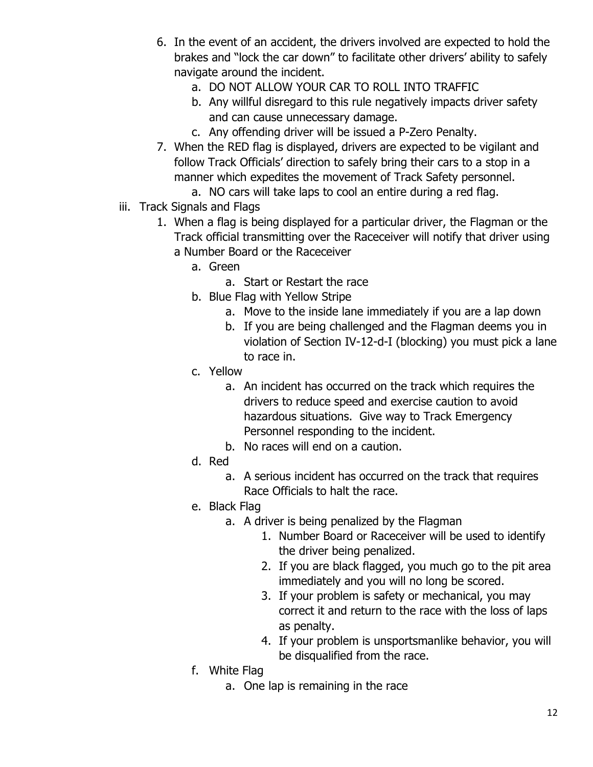6. In the event of an accident, the drivers involved are expected to hold the brakes and "lock the car down" to facilitate other drivers' ability to safely navigate around the incident.
    a. DO NOT ALLOW YOUR CAR TO ROLL INTO TRAFFIC
    b. Any willful disregard to this rule negatively impacts driver safety and can cause unnecessary damage.
    c. Any offending driver will be issued a P-Zero Penalty.
7. When the RED flag is displayed, drivers are expected to be vigilant and follow Track Officials' direction to safely bring their cars to a stop in a manner which expedites the movement of Track Safety personnel.
    a. NO cars will take laps to cool an entire during a red flag.

iii. Track Signals and Flags

1. When a flag is being displayed for a particular driver, the Flagman or the Track official transmitting over the Raceceiver will notify that driver using a Number Board or the Raceceiver
    a. Green
        a. Start or Restart the race
    b. Blue Flag with Yellow Stripe
        a. Move to the inside lane immediately if you are a lap down
        b. If you are being challenged and the Flagman deems you in violation of Section IV-12-d-I (blocking) you must pick a lane to race in.
    c. Yellow
        a. An incident has occurred on the track which requires the drivers to reduce speed and exercise caution to avoid hazardous situations. Give way to Track Emergency Personnel responding to the incident.
        b. No races will end on a caution.
    d. Red
        a. A serious incident has occurred on the track that requires Race Officials to halt the race.
    e. Black Flag
        a. A driver is being penalized by the Flagman
            1. Number Board or Raceceiver will be used to identify the driver being penalized.
            2. If you are black flagged, you much go to the pit area immediately and you will no long be scored.
            3. If your problem is safety or mechanical, you may correct it and return to the race with the loss of laps as penalty.
            4. If your problem is unsportsmanlike behavior, you will be disqualified from the race.
    f. White Flag
        a. One lap is remaining in the race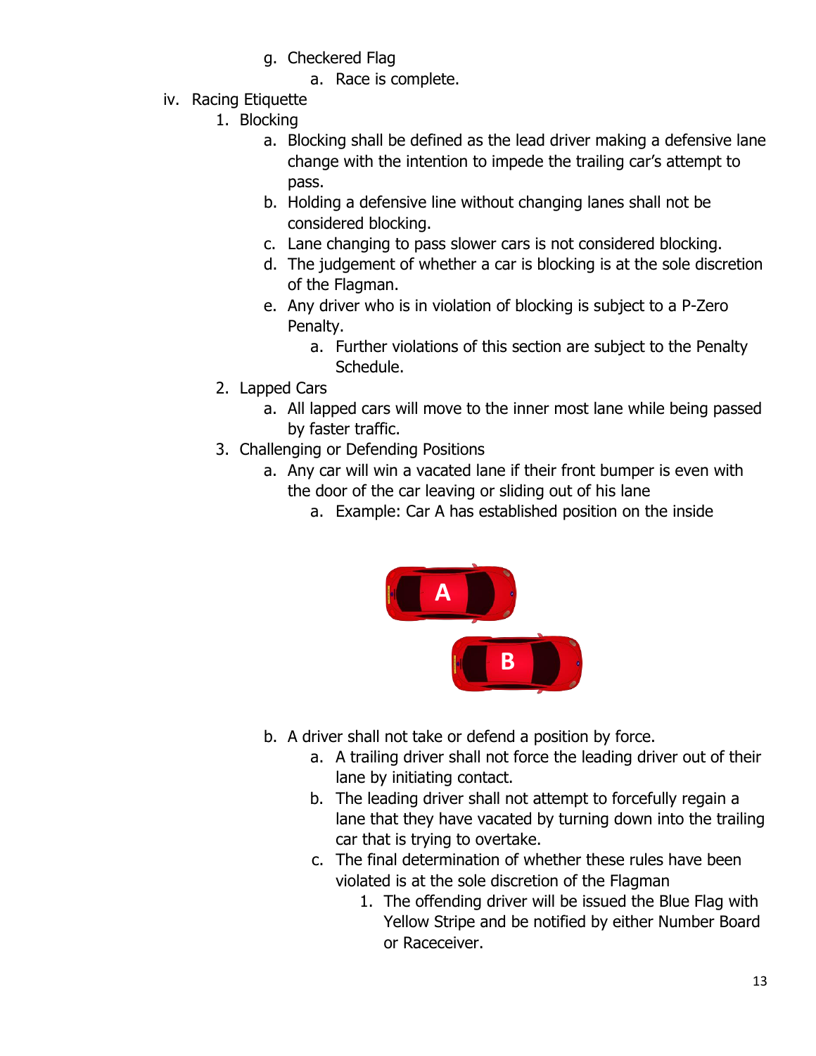g. Checkered Flag
    a. Race is complete.

iv. Racing Etiquette

1. Blocking
    a. Blocking shall be defined as the lead driver making a defensive lane change with the intention to impede the trailing car's attempt to pass.
    b. Holding a defensive line without changing lanes shall not be considered blocking.
    c. Lane changing to pass slower cars is not considered blocking.
    d. The judgement of whether a car is blocking is at the sole discretion of the Flagman.
    e. Any driver who is in violation of blocking is subject to a P-Zero Penalty.
        a. Further violations of this section are subject to the Penalty Schedule.
2. Lapped Cars
    a. All lapped cars will move to the inner most lane while being passed by faster traffic.
3. Challenging or Defending Positions
    a. Any car will win a vacated lane if their front bumper is even with the door of the car leaving or sliding out of his lane
        a. Example: Car A has established position on the inside

    b. A driver shall not take or defend a position by force.
        a. A trailing driver shall not force the leading driver out of their lane by initiating contact.
        b. The leading driver shall not attempt to forcefully regain a lane that they have vacated by turning down into the trailing car that is trying to overtake.
        c. The final determination of whether these rules have been violated is at the sole discretion of the Flagman
            1. The offending driver will be issued the Blue Flag with Yellow Stripe and be notified by either Number Board or Raceceiver.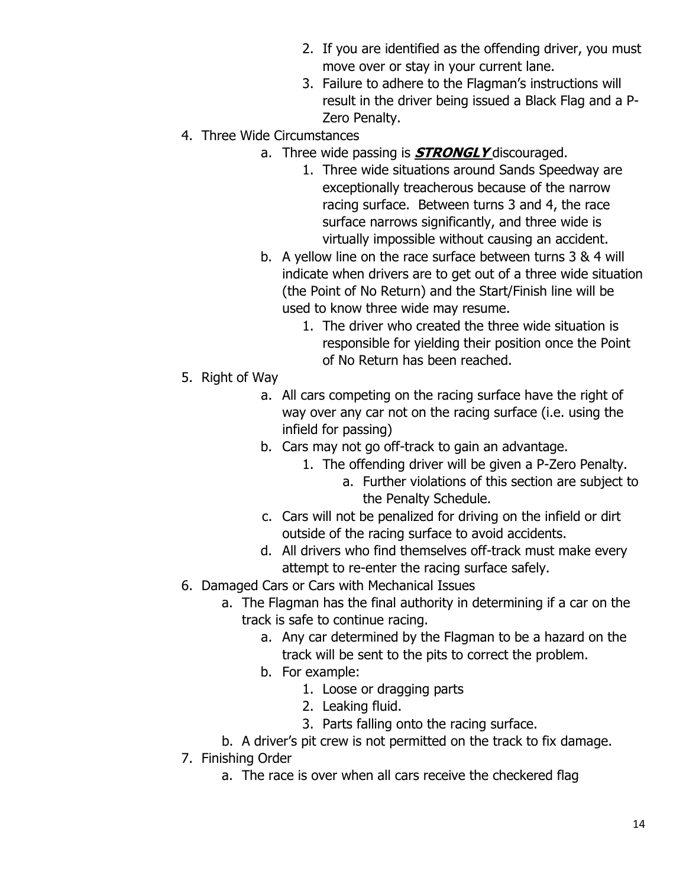2. If you are identified as the offending driver, you must move over or stay in your current lane.
      3. Failure to adhere to the Flagman's instructions will result in the driver being issued a Black Flag and a P-Zero Penalty.

4. Three Wide Circumstances
   a. Three wide passing is ***STRONGLY*** discouraged.
      1. Three wide situations around Sands Speedway are exceptionally treacherous because of the narrow racing surface. Between turns 3 and 4, the race surface narrows significantly, and three wide is virtually impossible without causing an accident.
   b. A yellow line on the race surface between turns 3 & 4 will indicate when drivers are to get out of a three wide situation (the Point of No Return) and the Start/Finish line will be used to know three wide may resume.
      1. The driver who created the three wide situation is responsible for yielding their position once the Point of No Return has been reached.
5. Right of Way
   a. All cars competing on the racing surface have the right of way over any car not on the racing surface (i.e. using the infield for passing)
   b. Cars may not go off-track to gain an advantage.
      1. The offending driver will be given a P-Zero Penalty.
         a. Further violations of this section are subject to the Penalty Schedule.
   c. Cars will not be penalized for driving on the infield or dirt outside of the racing surface to avoid accidents.
   d. All drivers who find themselves off-track must make every attempt to re-enter the racing surface safely.
6. Damaged Cars or Cars with Mechanical Issues
   a. The Flagman has the final authority in determining if a car on the track is safe to continue racing.
      a. Any car determined by the Flagman to be a hazard on the track will be sent to the pits to correct the problem.
      b. For example:
         1. Loose or dragging parts
         2. Leaking fluid.
         3. Parts falling onto the racing surface.
   b. A driver's pit crew is not permitted on the track to fix damage.
7. Finishing Order
   a. The race is over when all cars receive the checkered flag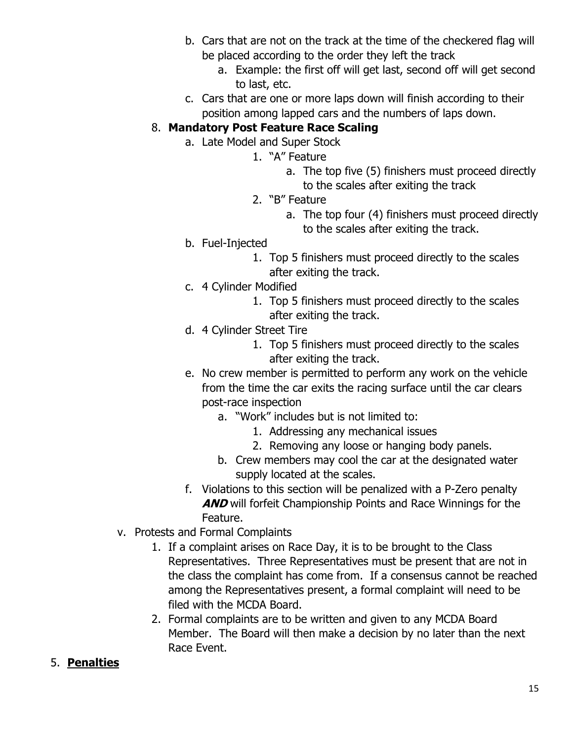b. Cars that are not on the track at the time of the checkered flag will be placed according to the order they left the track
    a. Example: the first off will get last, second off will get second to last, etc.

c. Cars that are one or more laps down will finish according to their position among lapped cars and the numbers of laps down.

8. **Mandatory Post Feature Race Scaling**
    a. Late Model and Super Stock
        1. "A" Feature
            a. The top five (5) finishers must proceed directly to the scales after exiting the track
        2. "B" Feature
            a. The top four (4) finishers must proceed directly to the scales after exiting the track.
    b. Fuel-Injected
        1. Top 5 finishers must proceed directly to the scales after exiting the track.
    c. 4 Cylinder Modified
        1. Top 5 finishers must proceed directly to the scales after exiting the track.
    d. 4 Cylinder Street Tire
        1. Top 5 finishers must proceed directly to the scales after exiting the track.
    e. No crew member is permitted to perform any work on the vehicle from the time the car exits the racing surface until the car clears post-race inspection
        a. "Work" includes but is not limited to:
            1. Addressing any mechanical issues
            2. Removing any loose or hanging body panels.
        b. Crew members may cool the car at the designated water supply located at the scales.
    f. Violations to this section will be penalized with a P-Zero penalty ***AND*** will forfeit Championship Points and Race Winnings for the Feature.

v. Protests and Formal Complaints
    1. If a complaint arises on Race Day, it is to be brought to the Class Representatives. Three Representatives must be present that are not in the class the complaint has come from. If a consensus cannot be reached among the Representatives present, a formal complaint will need to be filed with the MCDA Board.
    2. Formal complaints are to be written and given to any MCDA Board Member. The Board will then make a decision by no later than the next Race Event.

5. **<u>Penalties</u>**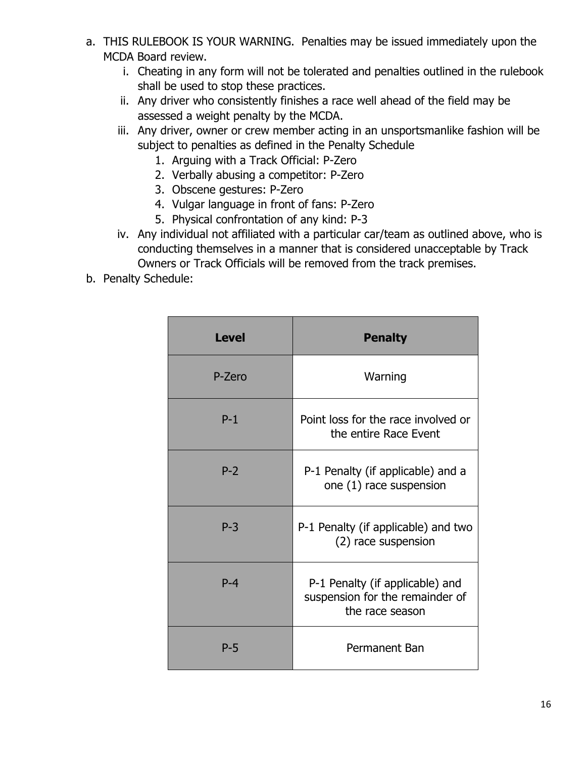a. THIS RULEBOOK IS YOUR WARNING. Penalties may be issued immediately upon the MCDA Board review.
   i. Cheating in any form will not be tolerated and penalties outlined in the rulebook shall be used to stop these practices.
   ii. Any driver who consistently finishes a race well ahead of the field may be assessed a weight penalty by the MCDA.
   iii. Any driver, owner or crew member acting in an unsportsmanlike fashion will be subject to penalties as defined in the Penalty Schedule
      1. Arguing with a Track Official: P-Zero
      2. Verbally abusing a competitor: P-Zero
      3. Obscene gestures: P-Zero
      4. Vulgar language in front of fans: P-Zero
      5. Physical confrontation of any kind: P-3
   iv. Any individual not affiliated with a particular car/team as outlined above, who is conducting themselves in a manner that is considered unacceptable by Track Owners or Track Officials will be removed from the track premises.

b. Penalty Schedule:

| **Level** | **Penalty** |
|---|---|
| P-Zero | Warning |
| P-1 | Point loss for the race involved or the entire Race Event |
| P-2 | P-1 Penalty (if applicable) and a one (1) race suspension |
| P-3 | P-1 Penalty (if applicable) and two (2) race suspension |
| P-4 | P-1 Penalty (if applicable) and suspension for the remainder of the race season |
| P-5 | Permanent Ban |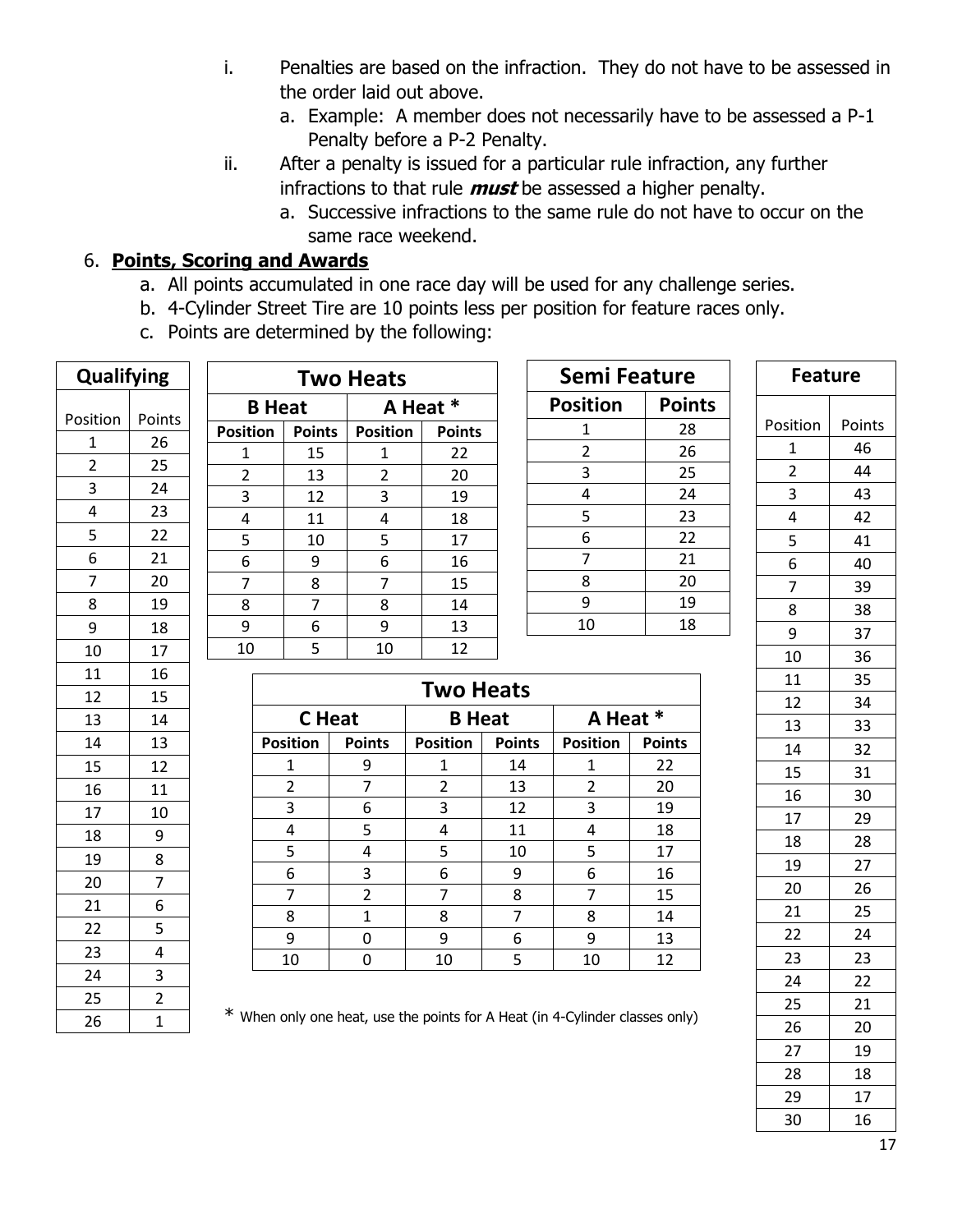i. Penalties are based on the infraction. They do not have to be assessed in the order laid out above.
   a. Example: A member does not necessarily have to be assessed a P-1 Penalty before a P-2 Penalty.

ii. After a penalty is issued for a particular rule infraction, any further infractions to that rule ***must*** be assessed a higher penalty.
   a. Successive infractions to the same rule do not have to occur on the same race weekend.

6. **<u>Points, Scoring and Awards</u>**
   a. All points accumulated in one race day will be used for any challenge series.
   b. 4-Cylinder Street Tire are 10 points less per position for feature races only.
   c. Points are determined by the following:

**Qualifying**

| Position | Points |
|---|---|
| 1 | 26 |
| 2 | 25 |
| 3 | 24 |
| 4 | 23 |
| 5 | 22 |
| 6 | 21 |
| 7 | 20 |
| 8 | 19 |
| 9 | 18 |
| 10 | 17 |
| 11 | 16 |
| 12 | 15 |
| 13 | 14 |
| 14 | 13 |
| 15 | 12 |
| 16 | 11 |
| 17 | 10 |
| 18 | 9 |
| 19 | 8 |
| 20 | 7 |
| 21 | 6 |
| 22 | 5 |
| 23 | 4 |
| 24 | 3 |
| 25 | 2 |
| 26 | 1 |

**Two Heats**

| B Heat | | A Heat * | |
|---|---|---|---|
| Position | Points | Position | Points |
| 1 | 15 | 1 | 22 |
| 2 | 13 | 2 | 20 |
| 3 | 12 | 3 | 19 |
| 4 | 11 | 4 | 18 |
| 5 | 10 | 5 | 17 |
| 6 | 9 | 6 | 16 |
| 7 | 8 | 7 | 15 |
| 8 | 7 | 8 | 14 |
| 9 | 6 | 9 | 13 |
| 10 | 5 | 10 | 12 |

**Semi Feature**

| Position | Points |
|---|---|
| 1 | 28 |
| 2 | 26 |
| 3 | 25 |
| 4 | 24 |
| 5 | 23 |
| 6 | 22 |
| 7 | 21 |
| 8 | 20 |
| 9 | 19 |
| 10 | 18 |

**Two Heats**

| C Heat | | B Heat | | A Heat * | |
|---|---|---|---|---|---|
| Position | Points | Position | Points | Position | Points |
| 1 | 9 | 1 | 14 | 1 | 22 |
| 2 | 7 | 2 | 13 | 2 | 20 |
| 3 | 6 | 3 | 12 | 3 | 19 |
| 4 | 5 | 4 | 11 | 4 | 18 |
| 5 | 4 | 5 | 10 | 5 | 17 |
| 6 | 3 | 6 | 9 | 6 | 16 |
| 7 | 2 | 7 | 8 | 7 | 15 |
| 8 | 1 | 8 | 7 | 8 | 14 |
| 9 | 0 | 9 | 6 | 9 | 13 |
| 10 | 0 | 10 | 5 | 10 | 12 |

* When only one heat, use the points for A Heat (in 4-Cylinder classes only)

**Feature**

| Position | Points |
|---|---|
| 1 | 46 |
| 2 | 44 |
| 3 | 43 |
| 4 | 42 |
| 5 | 41 |
| 6 | 40 |
| 7 | 39 |
| 8 | 38 |
| 9 | 37 |
| 10 | 36 |
| 11 | 35 |
| 12 | 34 |
| 13 | 33 |
| 14 | 32 |
| 15 | 31 |
| 16 | 30 |
| 17 | 29 |
| 18 | 28 |
| 19 | 27 |
| 20 | 26 |
| 21 | 25 |
| 22 | 24 |
| 23 | 23 |
| 24 | 22 |
| 25 | 21 |
| 26 | 20 |
| 27 | 19 |
| 28 | 18 |
| 29 | 17 |
| 30 | 16 |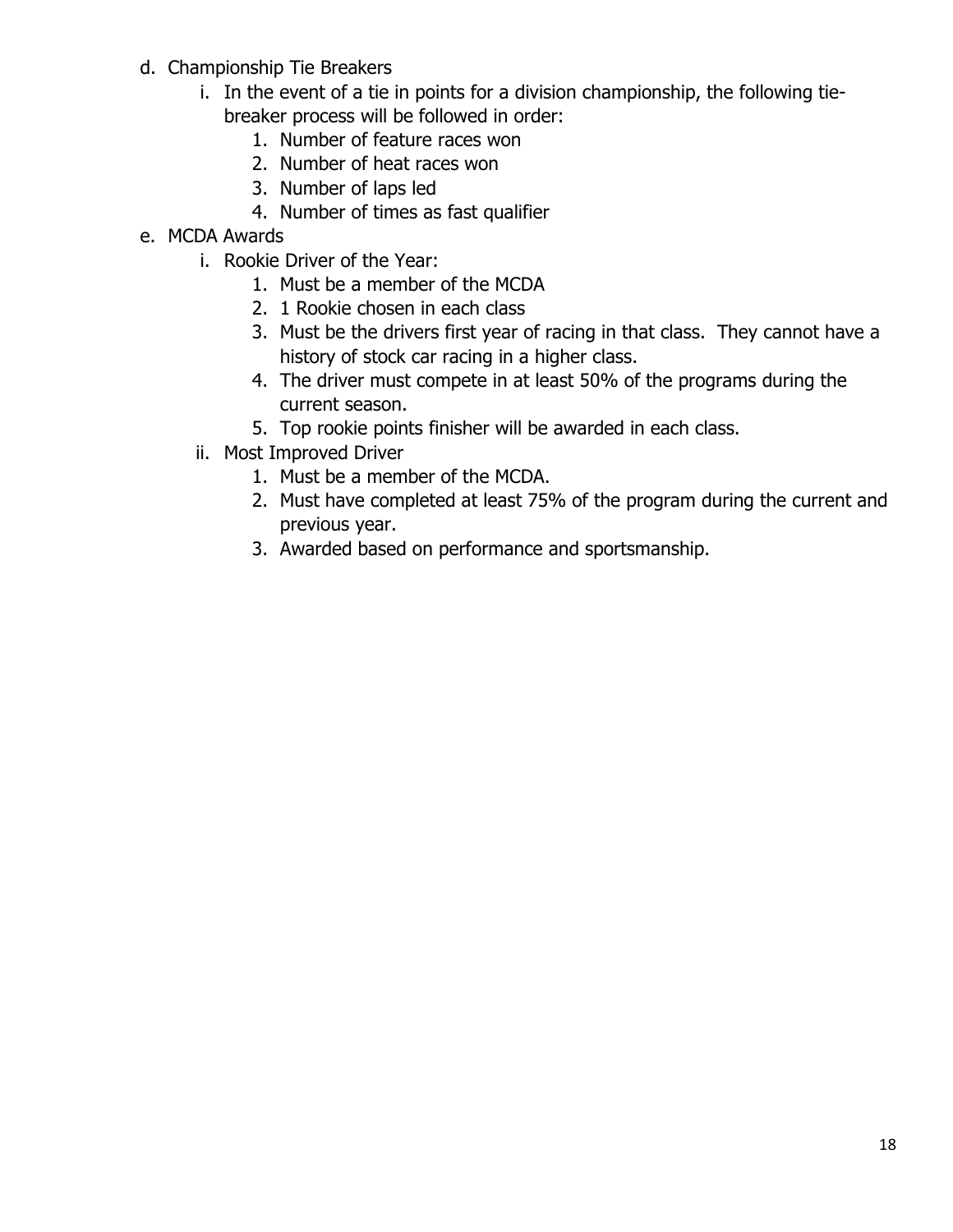d. Championship Tie Breakers
    i. In the event of a tie in points for a division championship, the following tie-breaker process will be followed in order:
        1. Number of feature races won
        2. Number of heat races won
        3. Number of laps led
        4. Number of times as fast qualifier

e. MCDA Awards
    i. Rookie Driver of the Year:
        1. Must be a member of the MCDA
        2. 1 Rookie chosen in each class
        3. Must be the drivers first year of racing in that class. They cannot have a history of stock car racing in a higher class.
        4. The driver must compete in at least 50% of the programs during the current season.
        5. Top rookie points finisher will be awarded in each class.
    ii. Most Improved Driver
        1. Must be a member of the MCDA.
        2. Must have completed at least 75% of the program during the current and previous year.
        3. Awarded based on performance and sportsmanship.